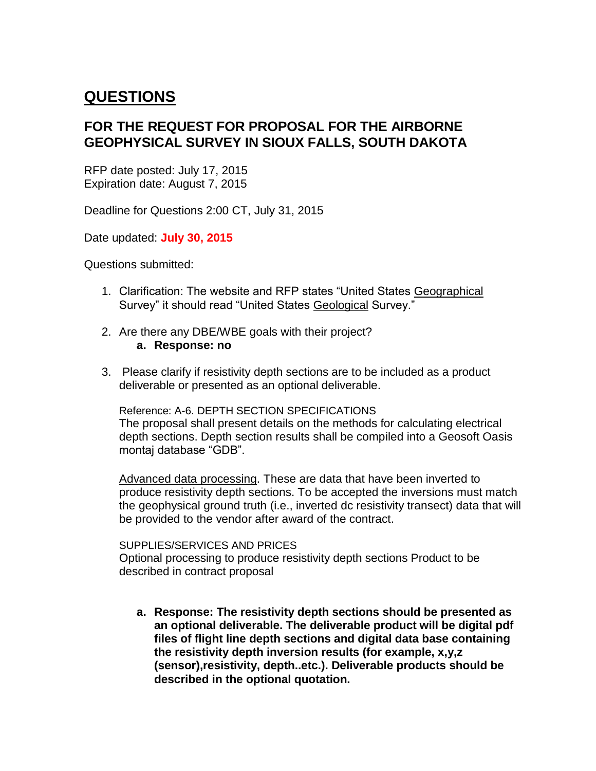# QUESTIONS

## FOR THE REQUEST FOR PROPOSAL FOR THE AIRBORNE GEOPHYSICAL SURVEY IN SIOUX FALLS, SOUTH DAKOTA

RFP date posted: July 17, 2015
Expiration date: August 7, 2015

Deadline for Questions 2:00 CT, July 31, 2015

Date updated: **July 30, 2015**

Questions submitted:

1. Clarification: The website and RFP states "United States Geographical Survey" it should read "United States Geological Survey."

2. Are there any DBE/WBE goals with their project?
   a. **Response: no**

3. Please clarify if resistivity depth sections are to be included as a product deliverable or presented as an optional deliverable.

   Reference: A-6. DEPTH SECTION SPECIFICATIONS
   The proposal shall present details on the methods for calculating electrical depth sections. Depth section results shall be compiled into a Geosoft Oasis montaj database "GDB".

   Advanced data processing. These are data that have been inverted to produce resistivity depth sections. To be accepted the inversions must match the geophysical ground truth (i.e., inverted dc resistivity transect) data that will be provided to the vendor after award of the contract.

   SUPPLIES/SERVICES AND PRICES
   Optional processing to produce resistivity depth sections Product to be described in contract proposal

   a. **Response: The resistivity depth sections should be presented as an optional deliverable. The deliverable product will be digital pdf files of flight line depth sections and digital data base containing the resistivity depth inversion results (for example, x,y,z (sensor),resistivity, depth..etc.). Deliverable products should be described in the optional quotation.**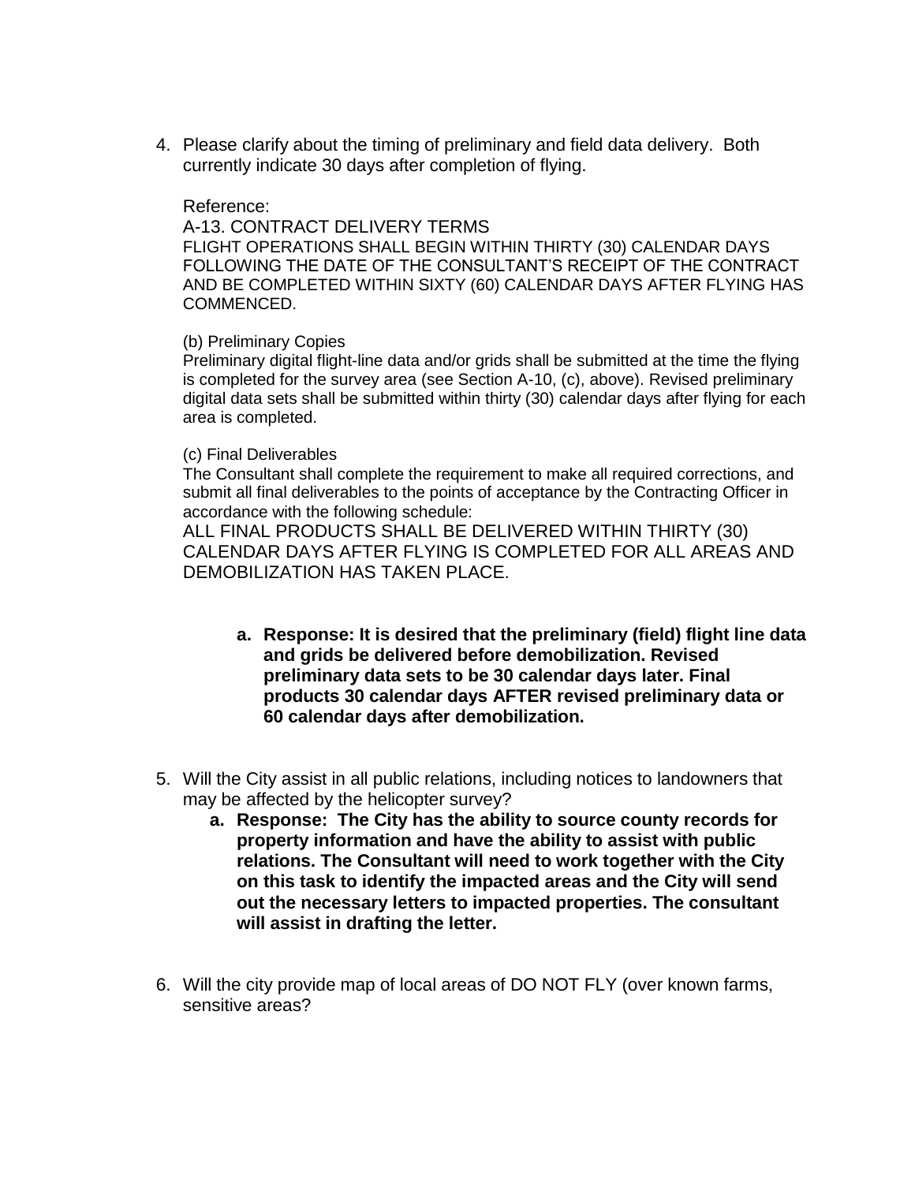4. Please clarify about the timing of preliminary and field data delivery. Both currently indicate 30 days after completion of flying.

   Reference:
   A-13. CONTRACT DELIVERY TERMS
   FLIGHT OPERATIONS SHALL BEGIN WITHIN THIRTY (30) CALENDAR DAYS FOLLOWING THE DATE OF THE CONSULTANT'S RECEIPT OF THE CONTRACT AND BE COMPLETED WITHIN SIXTY (60) CALENDAR DAYS AFTER FLYING HAS COMMENCED.

   (b) Preliminary Copies
   Preliminary digital flight-line data and/or grids shall be submitted at the time the flying is completed for the survey area (see Section A-10, (c), above). Revised preliminary digital data sets shall be submitted within thirty (30) calendar days after flying for each area is completed.

   (c) Final Deliverables
   The Consultant shall complete the requirement to make all required corrections, and submit all final deliverables to the points of acceptance by the Contracting Officer in accordance with the following schedule:
   ALL FINAL PRODUCTS SHALL BE DELIVERED WITHIN THIRTY (30) CALENDAR DAYS AFTER FLYING IS COMPLETED FOR ALL AREAS AND DEMOBILIZATION HAS TAKEN PLACE.

   a. **Response: It is desired that the preliminary (field) flight line data and grids be delivered before demobilization. Revised preliminary data sets to be 30 calendar days later. Final products 30 calendar days AFTER revised preliminary data or 60 calendar days after demobilization.**

5. Will the City assist in all public relations, including notices to landowners that may be affected by the helicopter survey?
   a. **Response: The City has the ability to source county records for property information and have the ability to assist with public relations. The Consultant will need to work together with the City on this task to identify the impacted areas and the City will send out the necessary letters to impacted properties. The consultant will assist in drafting the letter.**

6. Will the city provide map of local areas of DO NOT FLY (over known farms, sensitive areas?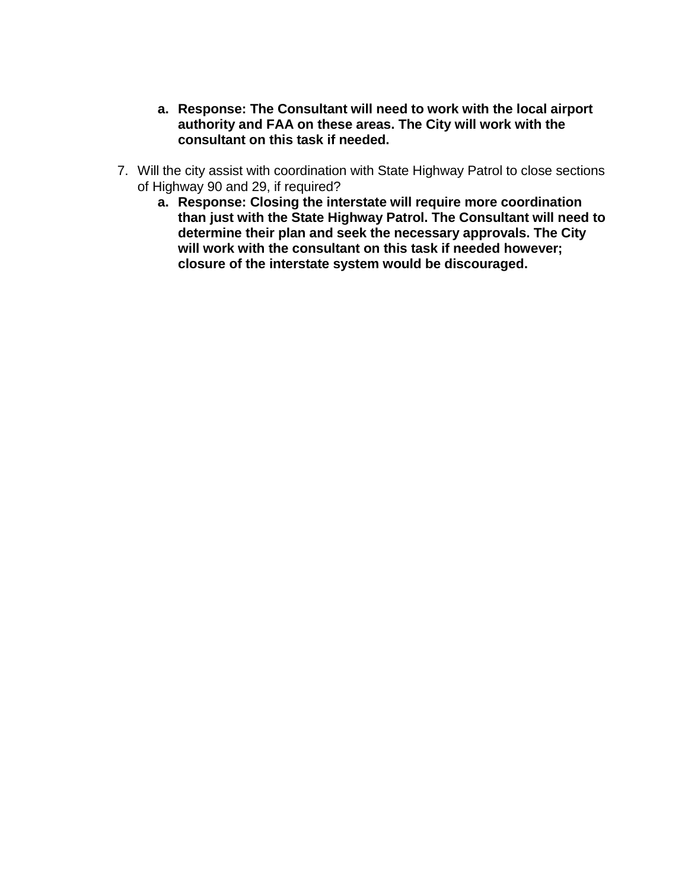a. **Response: The Consultant will need to work with the local airport authority and FAA on these areas. The City will work with the consultant on this task if needed.**

7. Will the city assist with coordination with State Highway Patrol to close sections of Highway 90 and 29, if required?
   a. **Response: Closing the interstate will require more coordination than just with the State Highway Patrol. The Consultant will need to determine their plan and seek the necessary approvals. The City will work with the consultant on this task if needed however; closure of the interstate system would be discouraged.**